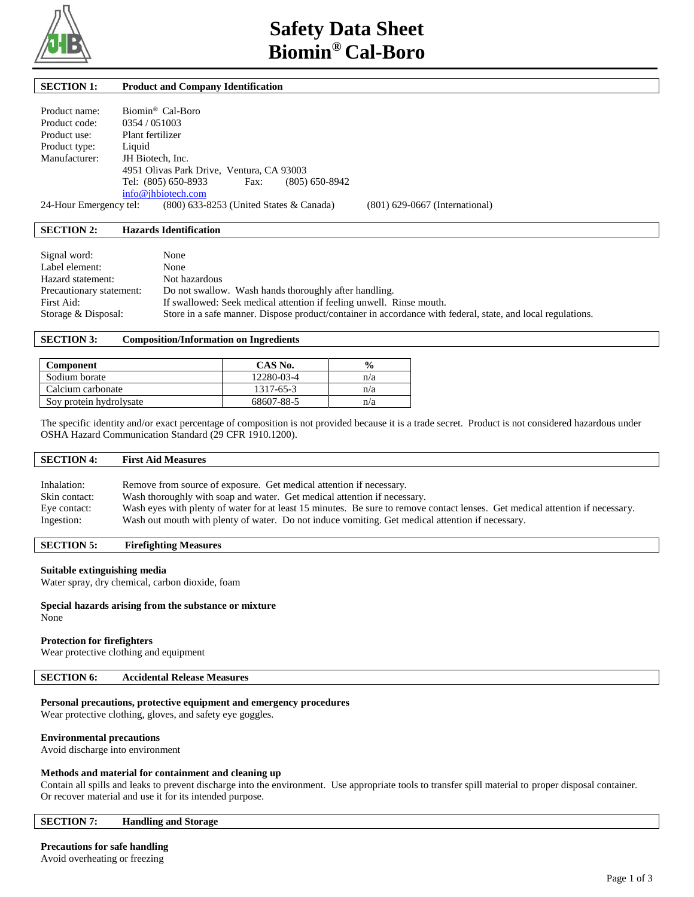# Safety Data Sheet
# Biomin® Cal-Boro

## SECTION 1: Product and Company Identification

Product name: Biomin® Cal-Boro
Product code: 0354 / 051003
Product use: Plant fertilizer
Product type: Liquid
Manufacturer: JH Biotech, Inc.
4951 Olivas Park Drive, Ventura, CA 93003
Tel: (805) 650-8933 Fax: (805) 650-8942
info@jhbiotech.com
24-Hour Emergency tel: (800) 633-8253 (United States & Canada) (801) 629-0667 (International)

## SECTION 2: Hazards Identification

Signal word: None
Label element: None
Hazard statement: Not hazardous
Precautionary statement: Do not swallow. Wash hands thoroughly after handling.
First Aid: If swallowed: Seek medical attention if feeling unwell. Rinse mouth.
Storage & Disposal: Store in a safe manner. Dispose product/container in accordance with federal, state, and local regulations.

## SECTION 3: Composition/Information on Ingredients

| Component | CAS No. | % |
|---|---|---|
| Sodium borate | 12280-03-4 | n/a |
| Calcium carbonate | 1317-65-3 | n/a |
| Soy protein hydrolysate | 68607-88-5 | n/a |

The specific identity and/or exact percentage of composition is not provided because it is a trade secret. Product is not considered hazardous under OSHA Hazard Communication Standard (29 CFR 1910.1200).

## SECTION 4: First Aid Measures

Inhalation: Remove from source of exposure. Get medical attention if necessary.
Skin contact: Wash thoroughly with soap and water. Get medical attention if necessary.
Eye contact: Wash eyes with plenty of water for at least 15 minutes. Be sure to remove contact lenses. Get medical attention if necessary.
Ingestion: Wash out mouth with plenty of water. Do not induce vomiting. Get medical attention if necessary.

## SECTION 5: Firefighting Measures

**Suitable extinguishing media**
Water spray, dry chemical, carbon dioxide, foam

**Special hazards arising from the substance or mixture**
None

**Protection for firefighters**
Wear protective clothing and equipment

## SECTION 6: Accidental Release Measures

**Personal precautions, protective equipment and emergency procedures**
Wear protective clothing, gloves, and safety eye goggles.

**Environmental precautions**
Avoid discharge into environment

**Methods and material for containment and cleaning up**
Contain all spills and leaks to prevent discharge into the environment. Use appropriate tools to transfer spill material to proper disposal container. Or recover material and use it for its intended purpose.

## SECTION 7: Handling and Storage

**Precautions for safe handling**
Avoid overheating or freezing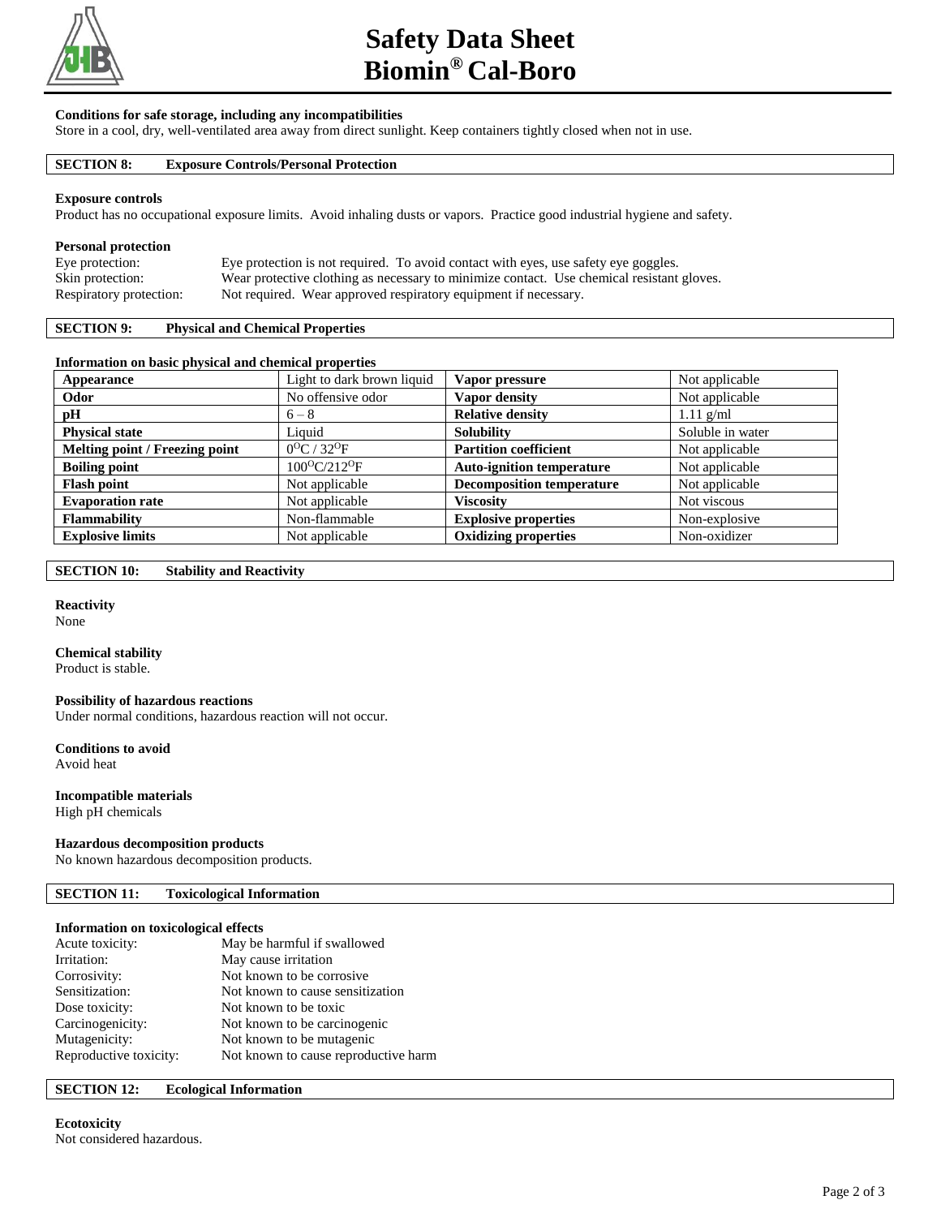# Safety Data Sheet
# Biomin® Cal-Boro

**Conditions for safe storage, including any incompatibilities**

Store in a cool, dry, well-ventilated area away from direct sunlight. Keep containers tightly closed when not in use.

## SECTION 8: Exposure Controls/Personal Protection

**Exposure controls**

Product has no occupational exposure limits. Avoid inhaling dusts or vapors. Practice good industrial hygiene and safety.

**Personal protection**

Eye protection: Eye protection is not required. To avoid contact with eyes, use safety eye goggles.
Skin protection: Wear protective clothing as necessary to minimize contact. Use chemical resistant gloves.
Respiratory protection: Not required. Wear approved respiratory equipment if necessary.

## SECTION 9: Physical and Chemical Properties

**Information on basic physical and chemical properties**

| Appearance | Light to dark brown liquid | Vapor pressure | Not applicable |
|---|---|---|---|
| Odor | No offensive odor | Vapor density | Not applicable |
| pH | 6 – 8 | Relative density | 1.11 g/ml |
| Physical state | Liquid | Solubility | Soluble in water |
| Melting point / Freezing point | 0°C / 32°F | Partition coefficient | Not applicable |
| Boiling point | 100°C/212°F | Auto-ignition temperature | Not applicable |
| Flash point | Not applicable | Decomposition temperature | Not applicable |
| Evaporation rate | Not applicable | Viscosity | Not viscous |
| Flammability | Non-flammable | Explosive properties | Non-explosive |
| Explosive limits | Not applicable | Oxidizing properties | Non-oxidizer |

## SECTION 10: Stability and Reactivity

**Reactivity**

None

**Chemical stability**

Product is stable.

**Possibility of hazardous reactions**

Under normal conditions, hazardous reaction will not occur.

**Conditions to avoid**

Avoid heat

**Incompatible materials**

High pH chemicals

**Hazardous decomposition products**

No known hazardous decomposition products.

## SECTION 11: Toxicological Information

**Information on toxicological effects**

Acute toxicity: May be harmful if swallowed
Irritation: May cause irritation
Corrosivity: Not known to be corrosive
Sensitization: Not known to cause sensitization
Dose toxicity: Not known to be toxic
Carcinogenicity: Not known to be carcinogenic
Mutagenicity: Not known to be mutagenic
Reproductive toxicity: Not known to cause reproductive harm

## SECTION 12: Ecological Information

**Ecotoxicity**

Not considered hazardous.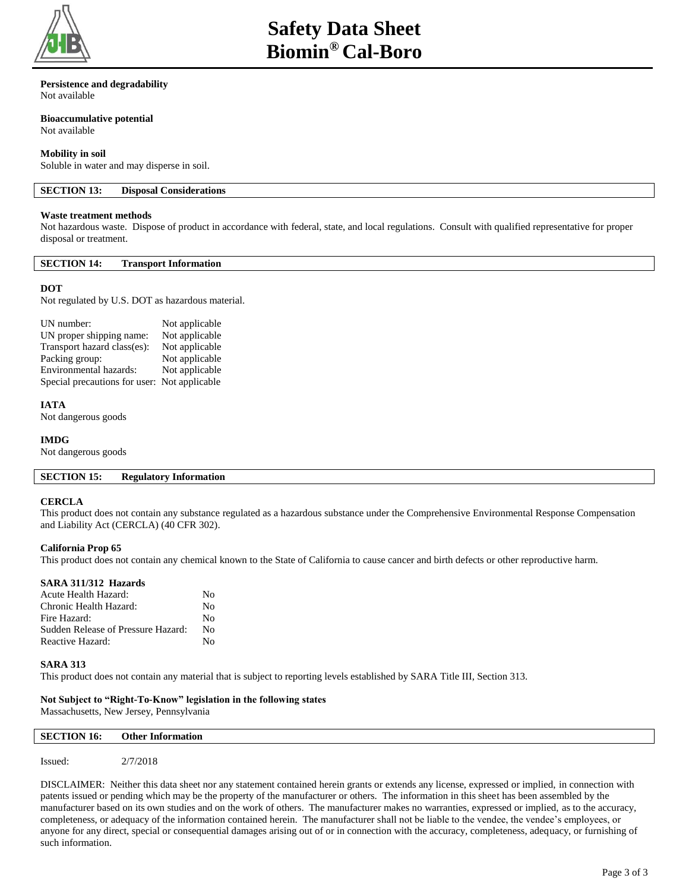**Persistence and degradability**
Not available

**Bioaccumulative potential**
Not available

**Mobility in soil**
Soluble in water and may disperse in soil.

## SECTION 13: Disposal Considerations

**Waste treatment methods**
Not hazardous waste. Dispose of product in accordance with federal, state, and local regulations. Consult with qualified representative for proper disposal or treatment.

## SECTION 14: Transport Information

**DOT**
Not regulated by U.S. DOT as hazardous material.

| | |
|---|---|
| UN number: | Not applicable |
| UN proper shipping name: | Not applicable |
| Transport hazard class(es): | Not applicable |
| Packing group: | Not applicable |
| Environmental hazards: | Not applicable |
| Special precautions for user: | Not applicable |

**IATA**
Not dangerous goods

**IMDG**
Not dangerous goods

## SECTION 15: Regulatory Information

**CERCLA**
This product does not contain any substance regulated as a hazardous substance under the Comprehensive Environmental Response Compensation and Liability Act (CERCLA) (40 CFR 302).

**California Prop 65**
This product does not contain any chemical known to the State of California to cause cancer and birth defects or other reproductive harm.

**SARA 311/312 Hazards**

| | |
|---|---|
| Acute Health Hazard: | No |
| Chronic Health Hazard: | No |
| Fire Hazard: | No |
| Sudden Release of Pressure Hazard: | No |
| Reactive Hazard: | No |

**SARA 313**
This product does not contain any material that is subject to reporting levels established by SARA Title III, Section 313.

**Not Subject to "Right-To-Know" legislation in the following states**
Massachusetts, New Jersey, Pennsylvania

## SECTION 16: Other Information

Issued: 2/7/2018

DISCLAIMER: Neither this data sheet nor any statement contained herein grants or extends any license, expressed or implied, in connection with patents issued or pending which may be the property of the manufacturer or others. The information in this sheet has been assembled by the manufacturer based on its own studies and on the work of others. The manufacturer makes no warranties, expressed or implied, as to the accuracy, completeness, or adequacy of the information contained herein. The manufacturer shall not be liable to the vendee, the vendee's employees, or anyone for any direct, special or consequential damages arising out of or in connection with the accuracy, completeness, adequacy, or furnishing of such information.